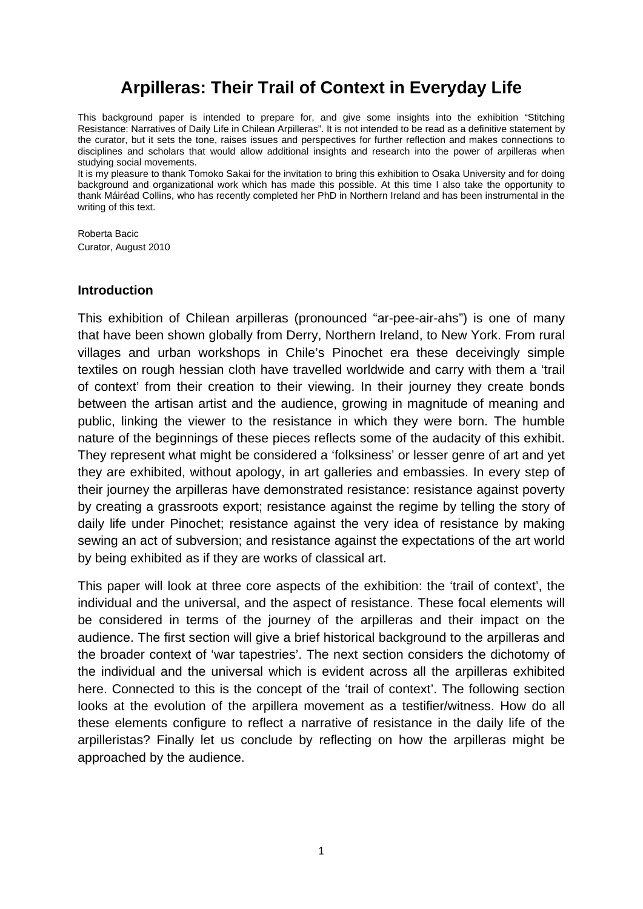# Arpilleras: Their Trail of Context in Everyday Life

This background paper is intended to prepare for, and give some insights into the exhibition "Stitching Resistance: Narratives of Daily Life in Chilean Arpilleras". It is not intended to be read as a definitive statement by the curator, but it sets the tone, raises issues and perspectives for further reflection and makes connections to disciplines and scholars that would allow additional insights and research into the power of arpilleras when studying social movements.

It is my pleasure to thank Tomoko Sakai for the invitation to bring this exhibition to Osaka University and for doing background and organizational work which has made this possible. At this time I also take the opportunity to thank Máiréad Collins, who has recently completed her PhD in Northern Ireland and has been instrumental in the writing of this text.

Roberta Bacic
Curator, August 2010

## Introduction

This exhibition of Chilean arpilleras (pronounced "ar-pee-air-ahs") is one of many that have been shown globally from Derry, Northern Ireland, to New York. From rural villages and urban workshops in Chile's Pinochet era these deceivingly simple textiles on rough hessian cloth have travelled worldwide and carry with them a 'trail of context' from their creation to their viewing. In their journey they create bonds between the artisan artist and the audience, growing in magnitude of meaning and public, linking the viewer to the resistance in which they were born. The humble nature of the beginnings of these pieces reflects some of the audacity of this exhibit. They represent what might be considered a 'folksiness' or lesser genre of art and yet they are exhibited, without apology, in art galleries and embassies. In every step of their journey the arpilleras have demonstrated resistance: resistance against poverty by creating a grassroots export; resistance against the regime by telling the story of daily life under Pinochet; resistance against the very idea of resistance by making sewing an act of subversion; and resistance against the expectations of the art world by being exhibited as if they are works of classical art.

This paper will look at three core aspects of the exhibition: the 'trail of context', the individual and the universal, and the aspect of resistance. These focal elements will be considered in terms of the journey of the arpilleras and their impact on the audience. The first section will give a brief historical background to the arpilleras and the broader context of 'war tapestries'. The next section considers the dichotomy of the individual and the universal which is evident across all the arpilleras exhibited here. Connected to this is the concept of the 'trail of context'. The following section looks at the evolution of the arpillera movement as a testifier/witness. How do all these elements configure to reflect a narrative of resistance in the daily life of the arpilleristas? Finally let us conclude by reflecting on how the arpilleras might be approached by the audience.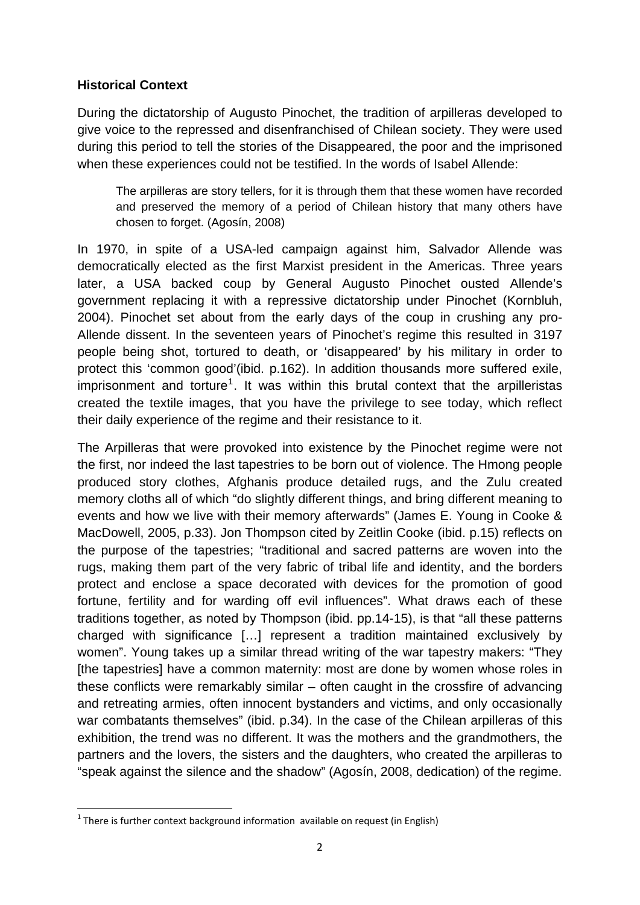**Historical Context**

During the dictatorship of Augusto Pinochet, the tradition of arpilleras developed to give voice to the repressed and disenfranchised of Chilean society. They were used during this period to tell the stories of the Disappeared, the poor and the imprisoned when these experiences could not be testified. In the words of Isabel Allende:

> The arpilleras are story tellers, for it is through them that these women have recorded and preserved the memory of a period of Chilean history that many others have chosen to forget. (Agosín, 2008)

In 1970, in spite of a USA-led campaign against him, Salvador Allende was democratically elected as the first Marxist president in the Americas. Three years later, a USA backed coup by General Augusto Pinochet ousted Allende's government replacing it with a repressive dictatorship under Pinochet (Kornbluh, 2004). Pinochet set about from the early days of the coup in crushing any pro-Allende dissent. In the seventeen years of Pinochet's regime this resulted in 3197 people being shot, tortured to death, or 'disappeared' by his military in order to protect this 'common good'(ibid. p.162). In addition thousands more suffered exile, imprisonment and torture[1]. It was within this brutal context that the arpilleristas created the textile images, that you have the privilege to see today, which reflect their daily experience of the regime and their resistance to it.

The Arpilleras that were provoked into existence by the Pinochet regime were not the first, nor indeed the last tapestries to be born out of violence. The Hmong people produced story clothes, Afghanis produce detailed rugs, and the Zulu created memory cloths all of which "do slightly different things, and bring different meaning to events and how we live with their memory afterwards" (James E. Young in Cooke & MacDowell, 2005, p.33). Jon Thompson cited by Zeitlin Cooke (ibid. p.15) reflects on the purpose of the tapestries; "traditional and sacred patterns are woven into the rugs, making them part of the very fabric of tribal life and identity, and the borders protect and enclose a space decorated with devices for the promotion of good fortune, fertility and for warding off evil influences". What draws each of these traditions together, as noted by Thompson (ibid. pp.14-15), is that "all these patterns charged with significance […] represent a tradition maintained exclusively by women". Young takes up a similar thread writing of the war tapestry makers: "They [the tapestries] have a common maternity: most are done by women whose roles in these conflicts were remarkably similar – often caught in the crossfire of advancing and retreating armies, often innocent bystanders and victims, and only occasionally war combatants themselves" (ibid. p.34). In the case of the Chilean arpilleras of this exhibition, the trend was no different. It was the mothers and the grandmothers, the partners and the lovers, the sisters and the daughters, who created the arpilleras to "speak against the silence and the shadow" (Agosín, 2008, dedication) of the regime.

[1] There is further context background information available on request (in English)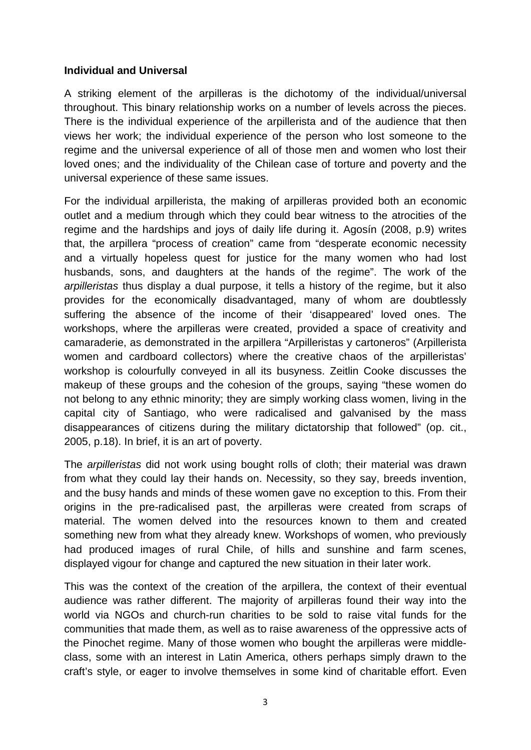**Individual and Universal**

A striking element of the arpilleras is the dichotomy of the individual/universal throughout. This binary relationship works on a number of levels across the pieces. There is the individual experience of the arpillerista and of the audience that then views her work; the individual experience of the person who lost someone to the regime and the universal experience of all of those men and women who lost their loved ones; and the individuality of the Chilean case of torture and poverty and the universal experience of these same issues.

For the individual arpillerista, the making of arpilleras provided both an economic outlet and a medium through which they could bear witness to the atrocities of the regime and the hardships and joys of daily life during it. Agosín (2008, p.9) writes that, the arpillera "process of creation" came from "desperate economic necessity and a virtually hopeless quest for justice for the many women who had lost husbands, sons, and daughters at the hands of the regime". The work of the *arpilleristas* thus display a dual purpose, it tells a history of the regime, but it also provides for the economically disadvantaged, many of whom are doubtlessly suffering the absence of the income of their 'disappeared' loved ones. The workshops, where the arpilleras were created, provided a space of creativity and camaraderie, as demonstrated in the arpillera "Arpilleristas y cartoneros" (Arpillerista women and cardboard collectors) where the creative chaos of the arpilleristas' workshop is colourfully conveyed in all its busyness. Zeitlin Cooke discusses the makeup of these groups and the cohesion of the groups, saying "these women do not belong to any ethnic minority; they are simply working class women, living in the capital city of Santiago, who were radicalised and galvanised by the mass disappearances of citizens during the military dictatorship that followed" (op. cit., 2005, p.18). In brief, it is an art of poverty.

The *arpilleristas* did not work using bought rolls of cloth; their material was drawn from what they could lay their hands on. Necessity, so they say, breeds invention, and the busy hands and minds of these women gave no exception to this. From their origins in the pre-radicalised past, the arpilleras were created from scraps of material. The women delved into the resources known to them and created something new from what they already knew. Workshops of women, who previously had produced images of rural Chile, of hills and sunshine and farm scenes, displayed vigour for change and captured the new situation in their later work.

This was the context of the creation of the arpillera, the context of their eventual audience was rather different. The majority of arpilleras found their way into the world via NGOs and church-run charities to be sold to raise vital funds for the communities that made them, as well as to raise awareness of the oppressive acts of the Pinochet regime. Many of those women who bought the arpilleras were middle-class, some with an interest in Latin America, others perhaps simply drawn to the craft's style, or eager to involve themselves in some kind of charitable effort. Even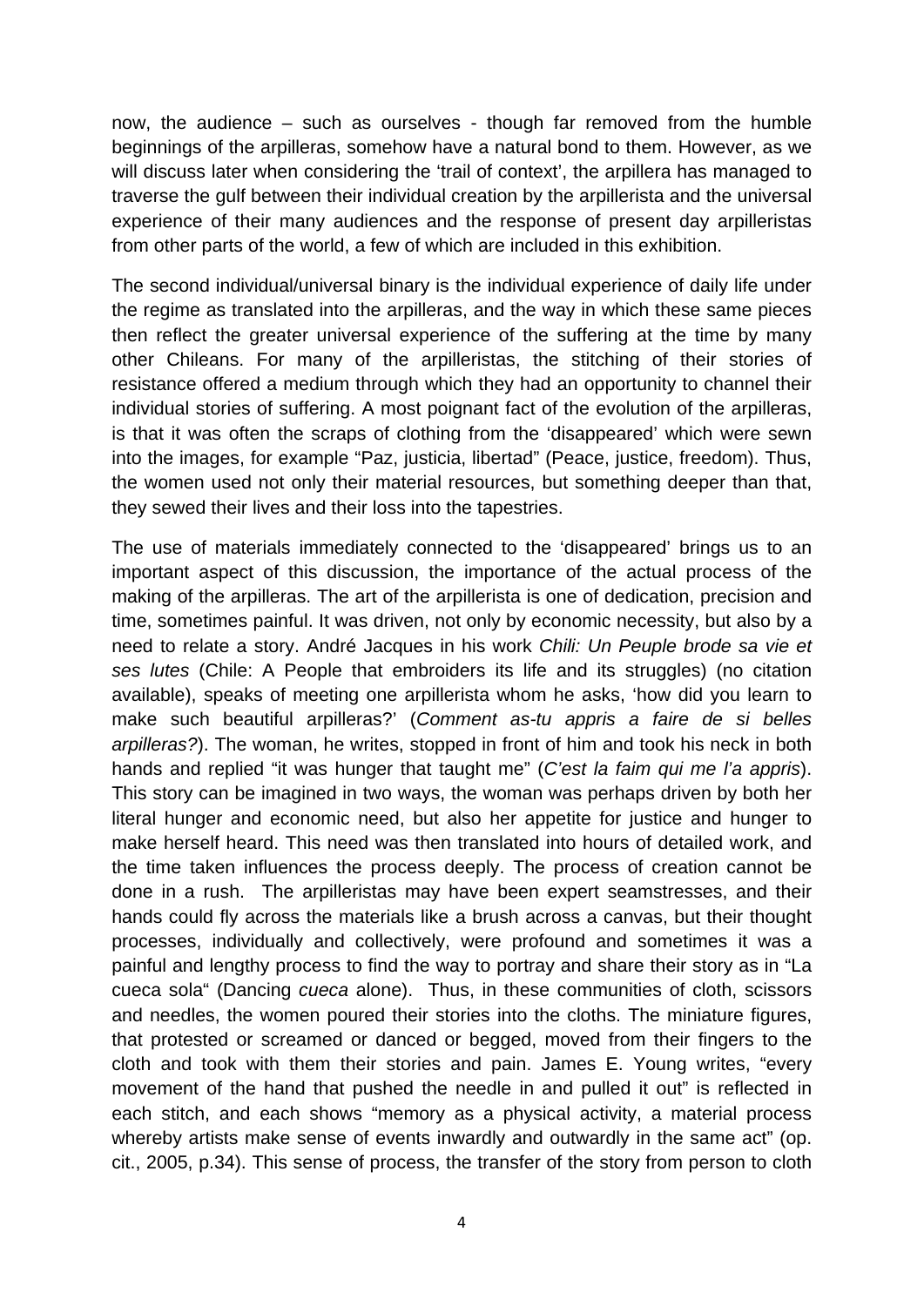now, the audience – such as ourselves - though far removed from the humble beginnings of the arpilleras, somehow have a natural bond to them. However, as we will discuss later when considering the 'trail of context', the arpillera has managed to traverse the gulf between their individual creation by the arpillerista and the universal experience of their many audiences and the response of present day arpilleristas from other parts of the world, a few of which are included in this exhibition.

The second individual/universal binary is the individual experience of daily life under the regime as translated into the arpilleras, and the way in which these same pieces then reflect the greater universal experience of the suffering at the time by many other Chileans. For many of the arpilleristas, the stitching of their stories of resistance offered a medium through which they had an opportunity to channel their individual stories of suffering. A most poignant fact of the evolution of the arpilleras, is that it was often the scraps of clothing from the 'disappeared' which were sewn into the images, for example "Paz, justicia, libertad" (Peace, justice, freedom). Thus, the women used not only their material resources, but something deeper than that, they sewed their lives and their loss into the tapestries.

The use of materials immediately connected to the 'disappeared' brings us to an important aspect of this discussion, the importance of the actual process of the making of the arpilleras. The art of the arpillerista is one of dedication, precision and time, sometimes painful. It was driven, not only by economic necessity, but also by a need to relate a story. André Jacques in his work *Chili: Un Peuple brode sa vie et ses lutes* (Chile: A People that embroiders its life and its struggles) (no citation available), speaks of meeting one arpillerista whom he asks, 'how did you learn to make such beautiful arpilleras?' (*Comment as-tu appris a faire de si belles arpilleras?*). The woman, he writes, stopped in front of him and took his neck in both hands and replied "it was hunger that taught me" (*C'est la faim qui me l'a appris*). This story can be imagined in two ways, the woman was perhaps driven by both her literal hunger and economic need, but also her appetite for justice and hunger to make herself heard. This need was then translated into hours of detailed work, and the time taken influences the process deeply. The process of creation cannot be done in a rush. The arpilleristas may have been expert seamstresses, and their hands could fly across the materials like a brush across a canvas, but their thought processes, individually and collectively, were profound and sometimes it was a painful and lengthy process to find the way to portray and share their story as in "La cueca sola" (Dancing *cueca* alone). Thus, in these communities of cloth, scissors and needles, the women poured their stories into the cloths. The miniature figures, that protested or screamed or danced or begged, moved from their fingers to the cloth and took with them their stories and pain. James E. Young writes, "every movement of the hand that pushed the needle in and pulled it out" is reflected in each stitch, and each shows "memory as a physical activity, a material process whereby artists make sense of events inwardly and outwardly in the same act" (op. cit., 2005, p.34). This sense of process, the transfer of the story from person to cloth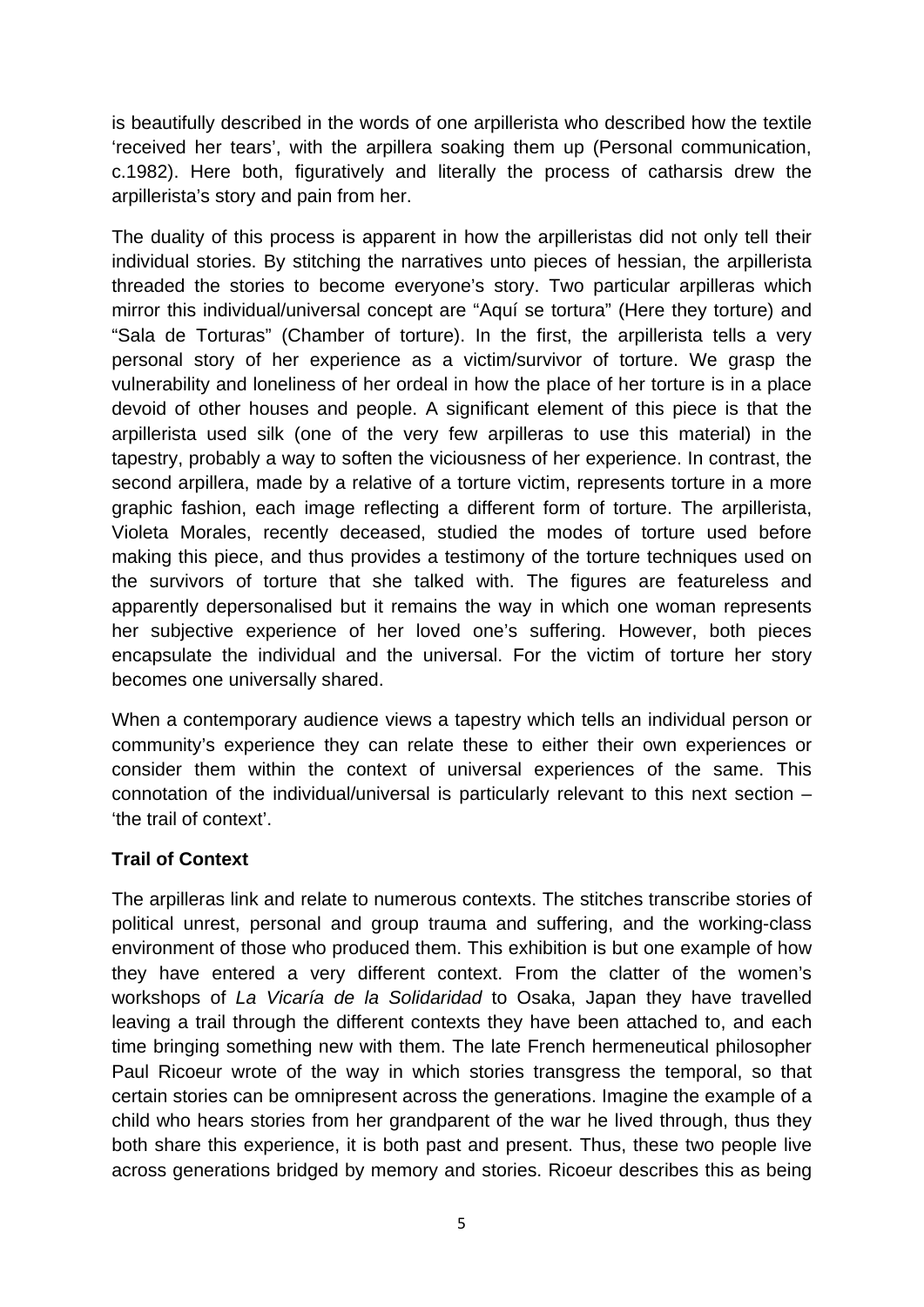is beautifully described in the words of one arpillerista who described how the textile 'received her tears', with the arpillera soaking them up (Personal communication, c.1982). Here both, figuratively and literally the process of catharsis drew the arpillerista's story and pain from her.

The duality of this process is apparent in how the arpilleristas did not only tell their individual stories. By stitching the narratives unto pieces of hessian, the arpillerista threaded the stories to become everyone's story. Two particular arpilleras which mirror this individual/universal concept are "Aquí se tortura" (Here they torture) and "Sala de Torturas" (Chamber of torture). In the first, the arpillerista tells a very personal story of her experience as a victim/survivor of torture. We grasp the vulnerability and loneliness of her ordeal in how the place of her torture is in a place devoid of other houses and people. A significant element of this piece is that the arpillerista used silk (one of the very few arpilleras to use this material) in the tapestry, probably a way to soften the viciousness of her experience. In contrast, the second arpillera, made by a relative of a torture victim, represents torture in a more graphic fashion, each image reflecting a different form of torture. The arpillerista, Violeta Morales, recently deceased, studied the modes of torture used before making this piece, and thus provides a testimony of the torture techniques used on the survivors of torture that she talked with. The figures are featureless and apparently depersonalised but it remains the way in which one woman represents her subjective experience of her loved one's suffering. However, both pieces encapsulate the individual and the universal. For the victim of torture her story becomes one universally shared.

When a contemporary audience views a tapestry which tells an individual person or community's experience they can relate these to either their own experiences or consider them within the context of universal experiences of the same. This connotation of the individual/universal is particularly relevant to this next section – 'the trail of context'.

**Trail of Context**

The arpilleras link and relate to numerous contexts. The stitches transcribe stories of political unrest, personal and group trauma and suffering, and the working-class environment of those who produced them. This exhibition is but one example of how they have entered a very different context. From the clatter of the women's workshops of *La Vicaría de la Solidaridad* to Osaka, Japan they have travelled leaving a trail through the different contexts they have been attached to, and each time bringing something new with them. The late French hermeneutical philosopher Paul Ricoeur wrote of the way in which stories transgress the temporal, so that certain stories can be omnipresent across the generations. Imagine the example of a child who hears stories from her grandparent of the war he lived through, thus they both share this experience, it is both past and present. Thus, these two people live across generations bridged by memory and stories. Ricoeur describes this as being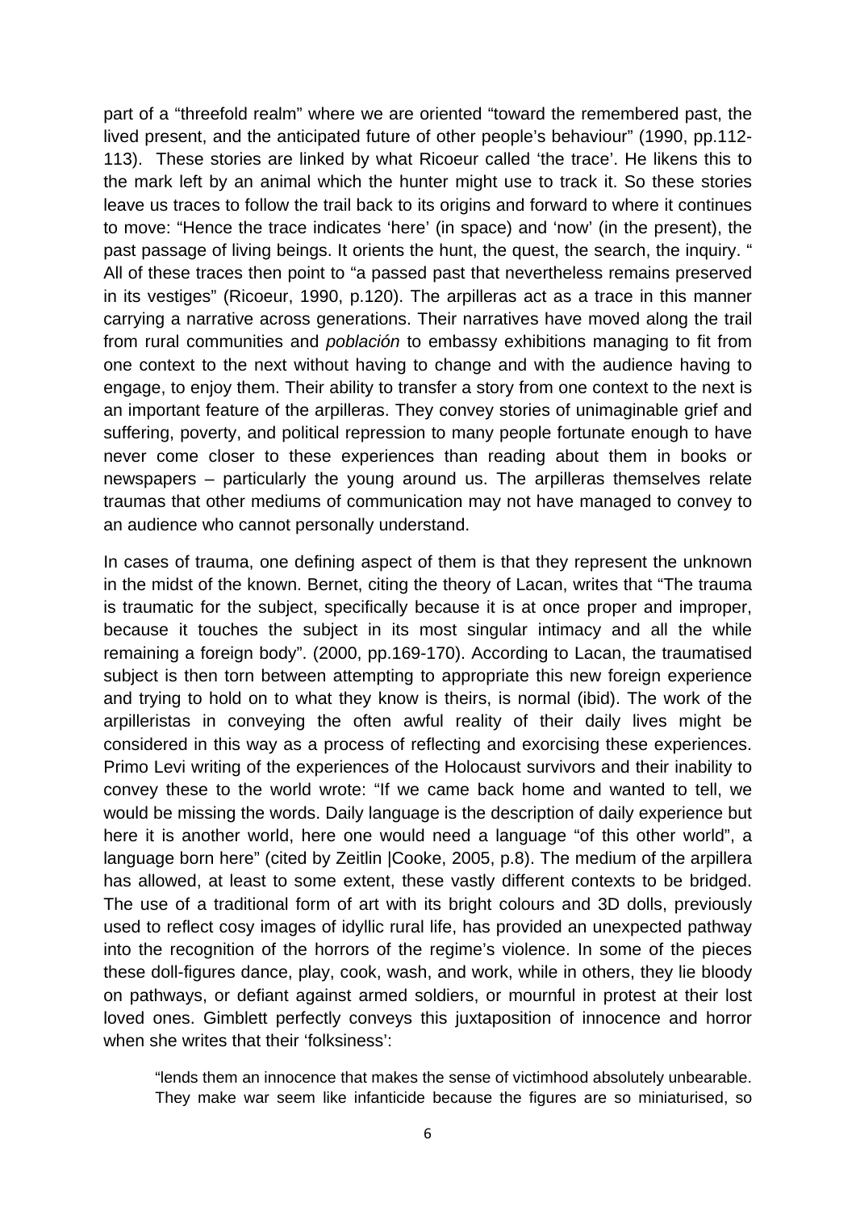part of a "threefold realm" where we are oriented "toward the remembered past, the lived present, and the anticipated future of other people's behaviour" (1990, pp.112-113). These stories are linked by what Ricoeur called 'the trace'. He likens this to the mark left by an animal which the hunter might use to track it. So these stories leave us traces to follow the trail back to its origins and forward to where it continues to move: "Hence the trace indicates 'here' (in space) and 'now' (in the present), the past passage of living beings. It orients the hunt, the quest, the search, the inquiry. " All of these traces then point to "a passed past that nevertheless remains preserved in its vestiges" (Ricoeur, 1990, p.120). The arpilleras act as a trace in this manner carrying a narrative across generations. Their narratives have moved along the trail from rural communities and *población* to embassy exhibitions managing to fit from one context to the next without having to change and with the audience having to engage, to enjoy them. Their ability to transfer a story from one context to the next is an important feature of the arpilleras. They convey stories of unimaginable grief and suffering, poverty, and political repression to many people fortunate enough to have never come closer to these experiences than reading about them in books or newspapers – particularly the young around us. The arpilleras themselves relate traumas that other mediums of communication may not have managed to convey to an audience who cannot personally understand.

In cases of trauma, one defining aspect of them is that they represent the unknown in the midst of the known. Bernet, citing the theory of Lacan, writes that "The trauma is traumatic for the subject, specifically because it is at once proper and improper, because it touches the subject in its most singular intimacy and all the while remaining a foreign body". (2000, pp.169-170). According to Lacan, the traumatised subject is then torn between attempting to appropriate this new foreign experience and trying to hold on to what they know is theirs, is normal (ibid). The work of the arpilleristas in conveying the often awful reality of their daily lives might be considered in this way as a process of reflecting and exorcising these experiences. Primo Levi writing of the experiences of the Holocaust survivors and their inability to convey these to the world wrote: "If we came back home and wanted to tell, we would be missing the words. Daily language is the description of daily experience but here it is another world, here one would need a language "of this other world", a language born here" (cited by Zeitlin |Cooke, 2005, p.8). The medium of the arpillera has allowed, at least to some extent, these vastly different contexts to be bridged. The use of a traditional form of art with its bright colours and 3D dolls, previously used to reflect cosy images of idyllic rural life, has provided an unexpected pathway into the recognition of the horrors of the regime's violence. In some of the pieces these doll-figures dance, play, cook, wash, and work, while in others, they lie bloody on pathways, or defiant against armed soldiers, or mournful in protest at their lost loved ones. Gimblett perfectly conveys this juxtaposition of innocence and horror when she writes that their 'folksiness':

> "lends them an innocence that makes the sense of victimhood absolutely unbearable. They make war seem like infanticide because the figures are so miniaturised, so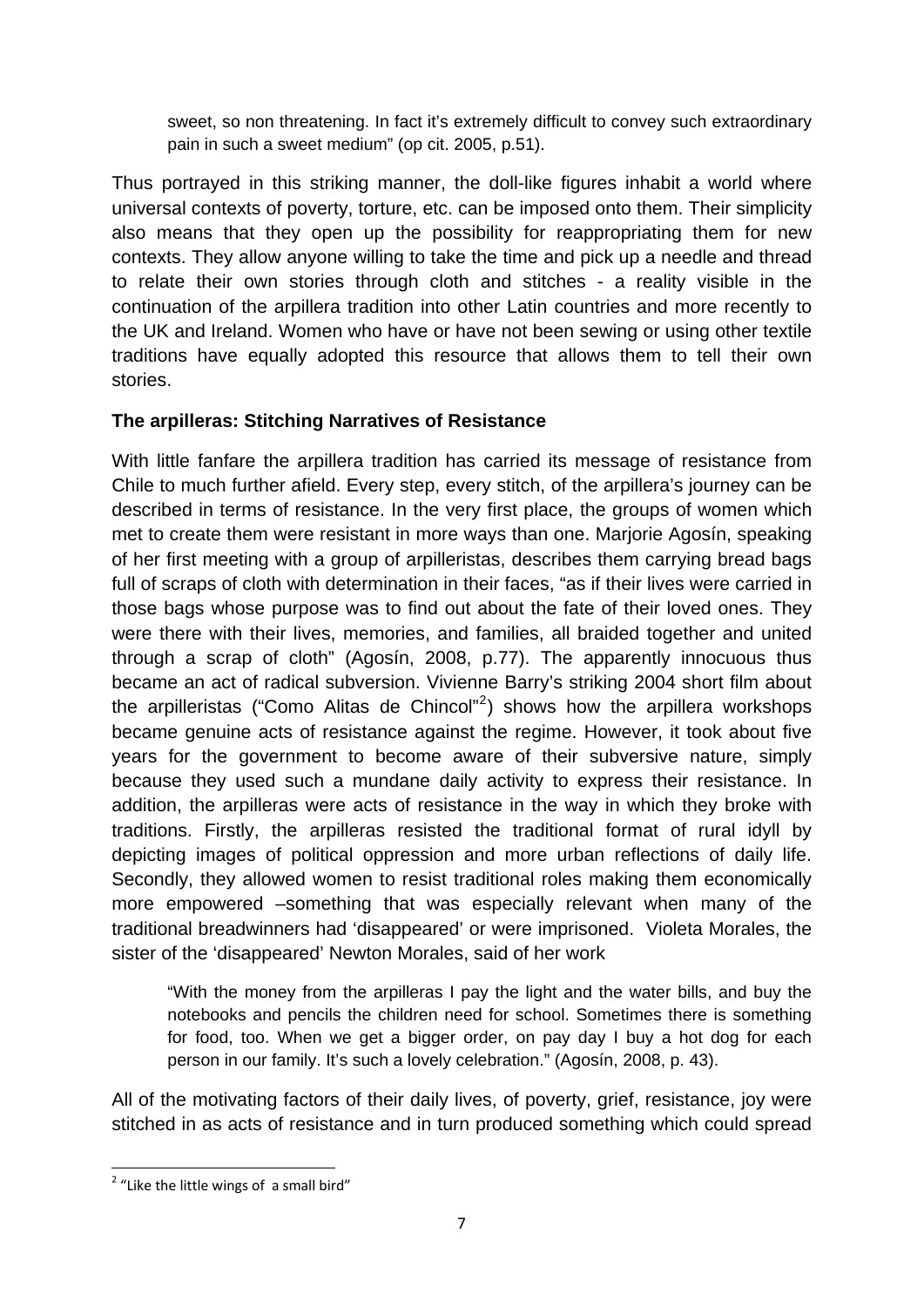> sweet, so non threatening. In fact it's extremely difficult to convey such extraordinary pain in such a sweet medium" (op cit. 2005, p.51).

Thus portrayed in this striking manner, the doll-like figures inhabit a world where universal contexts of poverty, torture, etc. can be imposed onto them. Their simplicity also means that they open up the possibility for reappropriating them for new contexts. They allow anyone willing to take the time and pick up a needle and thread to relate their own stories through cloth and stitches - a reality visible in the continuation of the arpillera tradition into other Latin countries and more recently to the UK and Ireland. Women who have or have not been sewing or using other textile traditions have equally adopted this resource that allows them to tell their own stories.

**The arpilleras: Stitching Narratives of Resistance**

With little fanfare the arpillera tradition has carried its message of resistance from Chile to much further afield. Every step, every stitch, of the arpillera's journey can be described in terms of resistance. In the very first place, the groups of women which met to create them were resistant in more ways than one. Marjorie Agosín, speaking of her first meeting with a group of arpilleristas, describes them carrying bread bags full of scraps of cloth with determination in their faces, "as if their lives were carried in those bags whose purpose was to find out about the fate of their loved ones. They were there with their lives, memories, and families, all braided together and united through a scrap of cloth" (Agosín, 2008, p.77). The apparently innocuous thus became an act of radical subversion. Vivienne Barry's striking 2004 short film about the arpilleristas ("Como Alitas de Chincol"[2]) shows how the arpillera workshops became genuine acts of resistance against the regime. However, it took about five years for the government to become aware of their subversive nature, simply because they used such a mundane daily activity to express their resistance. In addition, the arpilleras were acts of resistance in the way in which they broke with traditions. Firstly, the arpilleras resisted the traditional format of rural idyll by depicting images of political oppression and more urban reflections of daily life. Secondly, they allowed women to resist traditional roles making them economically more empowered –something that was especially relevant when many of the traditional breadwinners had 'disappeared' or were imprisoned. Violeta Morales, the sister of the 'disappeared' Newton Morales, said of her work

> "With the money from the arpilleras I pay the light and the water bills, and buy the notebooks and pencils the children need for school. Sometimes there is something for food, too. When we get a bigger order, on pay day I buy a hot dog for each person in our family. It's such a lovely celebration." (Agosín, 2008, p. 43).

All of the motivating factors of their daily lives, of poverty, grief, resistance, joy were stitched in as acts of resistance and in turn produced something which could spread

[2] "Like the little wings of a small bird"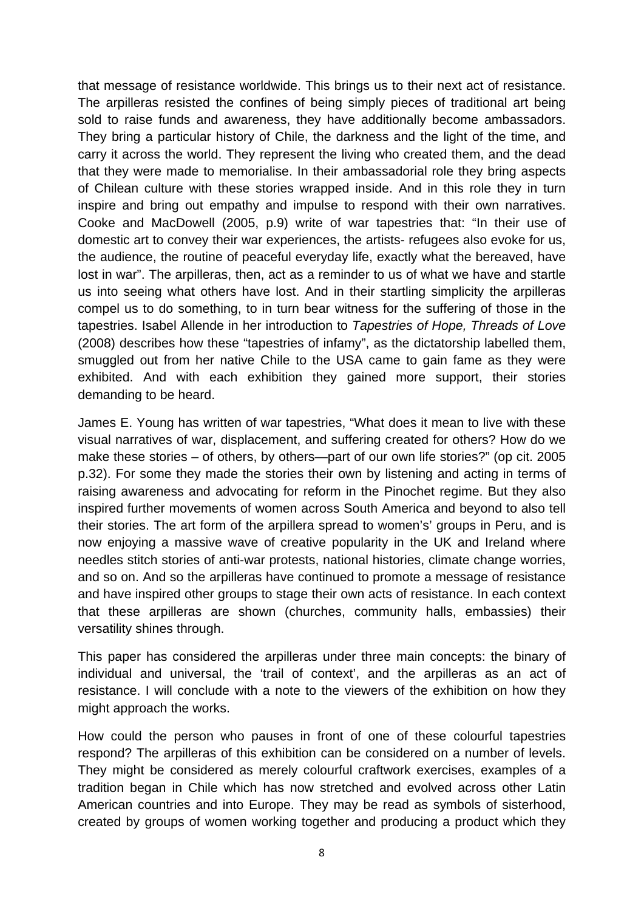that message of resistance worldwide. This brings us to their next act of resistance. The arpilleras resisted the confines of being simply pieces of traditional art being sold to raise funds and awareness, they have additionally become ambassadors. They bring a particular history of Chile, the darkness and the light of the time, and carry it across the world. They represent the living who created them, and the dead that they were made to memorialise. In their ambassadorial role they bring aspects of Chilean culture with these stories wrapped inside. And in this role they in turn inspire and bring out empathy and impulse to respond with their own narratives. Cooke and MacDowell (2005, p.9) write of war tapestries that: "In their use of domestic art to convey their war experiences, the artists- refugees also evoke for us, the audience, the routine of peaceful everyday life, exactly what the bereaved, have lost in war". The arpilleras, then, act as a reminder to us of what we have and startle us into seeing what others have lost. And in their startling simplicity the arpilleras compel us to do something, to in turn bear witness for the suffering of those in the tapestries. Isabel Allende in her introduction to *Tapestries of Hope, Threads of Love* (2008) describes how these "tapestries of infamy", as the dictatorship labelled them, smuggled out from her native Chile to the USA came to gain fame as they were exhibited. And with each exhibition they gained more support, their stories demanding to be heard.

James E. Young has written of war tapestries, "What does it mean to live with these visual narratives of war, displacement, and suffering created for others? How do we make these stories – of others, by others—part of our own life stories?" (op cit. 2005 p.32). For some they made the stories their own by listening and acting in terms of raising awareness and advocating for reform in the Pinochet regime. But they also inspired further movements of women across South America and beyond to also tell their stories. The art form of the arpillera spread to women's' groups in Peru, and is now enjoying a massive wave of creative popularity in the UK and Ireland where needles stitch stories of anti-war protests, national histories, climate change worries, and so on. And so the arpilleras have continued to promote a message of resistance and have inspired other groups to stage their own acts of resistance. In each context that these arpilleras are shown (churches, community halls, embassies) their versatility shines through.

This paper has considered the arpilleras under three main concepts: the binary of individual and universal, the 'trail of context', and the arpilleras as an act of resistance. I will conclude with a note to the viewers of the exhibition on how they might approach the works.

How could the person who pauses in front of one of these colourful tapestries respond? The arpilleras of this exhibition can be considered on a number of levels. They might be considered as merely colourful craftwork exercises, examples of a tradition began in Chile which has now stretched and evolved across other Latin American countries and into Europe. They may be read as symbols of sisterhood, created by groups of women working together and producing a product which they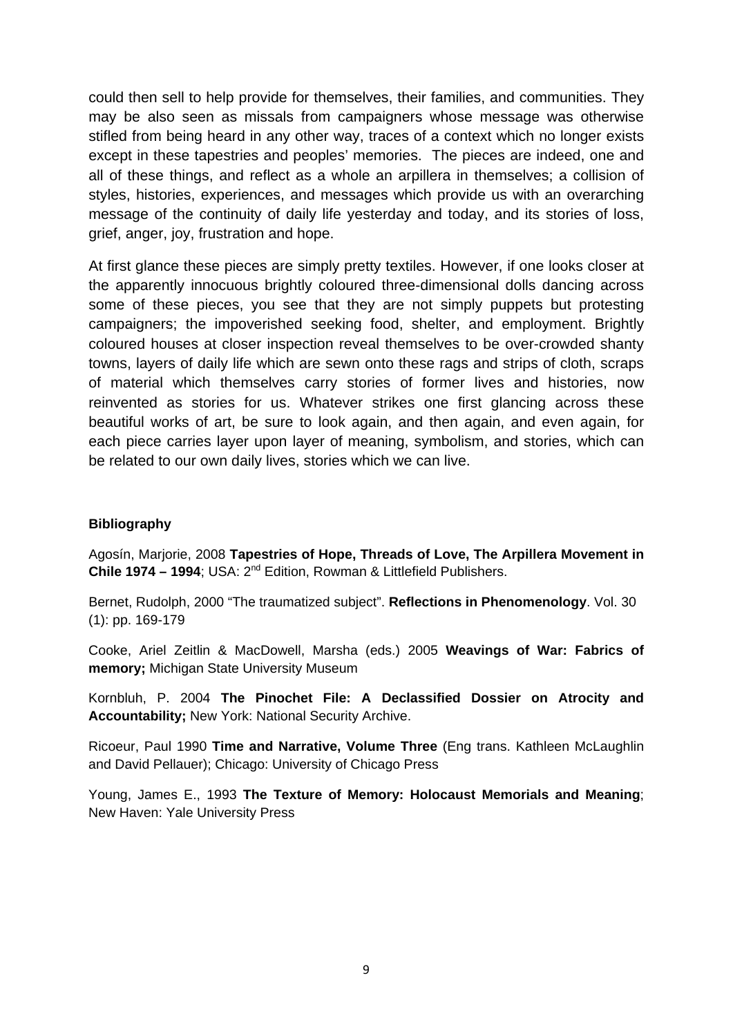could then sell to help provide for themselves, their families, and communities. They may be also seen as missals from campaigners whose message was otherwise stifled from being heard in any other way, traces of a context which no longer exists except in these tapestries and peoples' memories. The pieces are indeed, one and all of these things, and reflect as a whole an arpillera in themselves; a collision of styles, histories, experiences, and messages which provide us with an overarching message of the continuity of daily life yesterday and today, and its stories of loss, grief, anger, joy, frustration and hope.

At first glance these pieces are simply pretty textiles. However, if one looks closer at the apparently innocuous brightly coloured three-dimensional dolls dancing across some of these pieces, you see that they are not simply puppets but protesting campaigners; the impoverished seeking food, shelter, and employment. Brightly coloured houses at closer inspection reveal themselves to be over-crowded shanty towns, layers of daily life which are sewn onto these rags and strips of cloth, scraps of material which themselves carry stories of former lives and histories, now reinvented as stories for us. Whatever strikes one first glancing across these beautiful works of art, be sure to look again, and then again, and even again, for each piece carries layer upon layer of meaning, symbolism, and stories, which can be related to our own daily lives, stories which we can live.

**Bibliography**

Agosín, Marjorie, 2008 **Tapestries of Hope, Threads of Love, The Arpillera Movement in Chile 1974 – 1994**; USA: 2nd Edition, Rowman & Littlefield Publishers.

Bernet, Rudolph, 2000 "The traumatized subject". **Reflections in Phenomenology**. Vol. 30 (1): pp. 169-179

Cooke, Ariel Zeitlin & MacDowell, Marsha (eds.) 2005 **Weavings of War: Fabrics of memory;** Michigan State University Museum

Kornbluh, P. 2004 **The Pinochet File: A Declassified Dossier on Atrocity and Accountability;** New York: National Security Archive.

Ricoeur, Paul 1990 **Time and Narrative, Volume Three** (Eng trans. Kathleen McLaughlin and David Pellauer); Chicago: University of Chicago Press

Young, James E., 1993 **The Texture of Memory: Holocaust Memorials and Meaning**; New Haven: Yale University Press